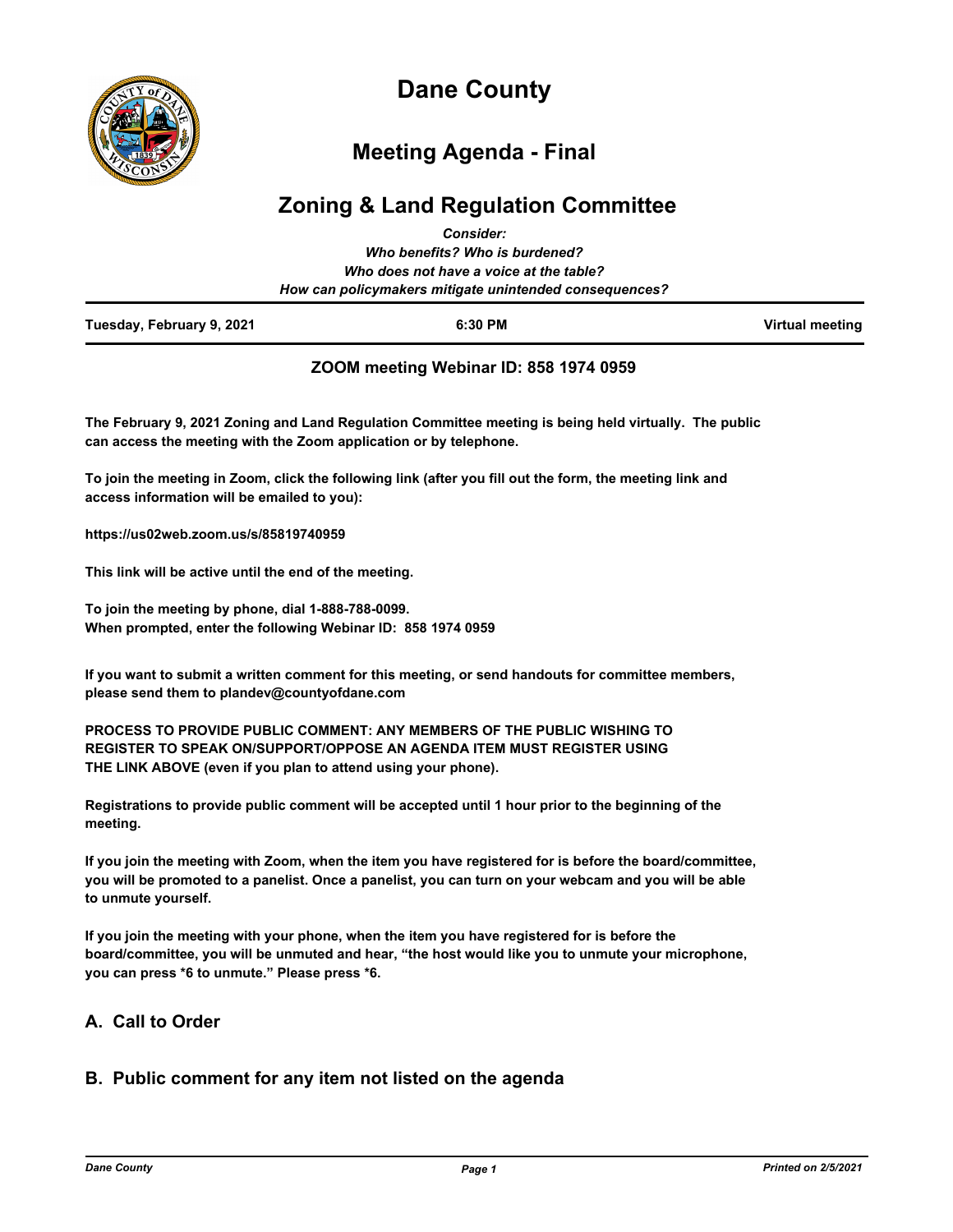# Dane County

## Meeting Agenda - Final

## Zoning & Land Regulation Committee

*Consider:*
*Who benefits? Who is burdened?*
*Who does not have a voice at the table?*
*How can policymakers mitigate unintended consequences?*

| Tuesday, February 9, 2021 | 6:30 PM | Virtual meeting |
|---|---|---|

**ZOOM meeting Webinar ID: 858 1974 0959**

**The February 9, 2021 Zoning and Land Regulation Committee meeting is being held virtually. The public can access the meeting with the Zoom application or by telephone.**

**To join the meeting in Zoom, click the following link (after you fill out the form, the meeting link and access information will be emailed to you):**

**https://us02web.zoom.us/s/85819740959**

**This link will be active until the end of the meeting.**

**To join the meeting by phone, dial 1-888-788-0099.**
**When prompted, enter the following Webinar ID: 858 1974 0959**

**If you want to submit a written comment for this meeting, or send handouts for committee members, please send them to plandev@countyofdane.com**

**PROCESS TO PROVIDE PUBLIC COMMENT: ANY MEMBERS OF THE PUBLIC WISHING TO REGISTER TO SPEAK ON/SUPPORT/OPPOSE AN AGENDA ITEM MUST REGISTER USING THE LINK ABOVE (even if you plan to attend using your phone).**

**Registrations to provide public comment will be accepted until 1 hour prior to the beginning of the meeting.**

**If you join the meeting with Zoom, when the item you have registered for is before the board/committee, you will be promoted to a panelist. Once a panelist, you can turn on your webcam and you will be able to unmute yourself.**

**If you join the meeting with your phone, when the item you have registered for is before the board/committee, you will be unmuted and hear, "the host would like you to unmute your microphone, you can press *6 to unmute." Please press *6.**

## A. Call to Order

## B. Public comment for any item not listed on the agenda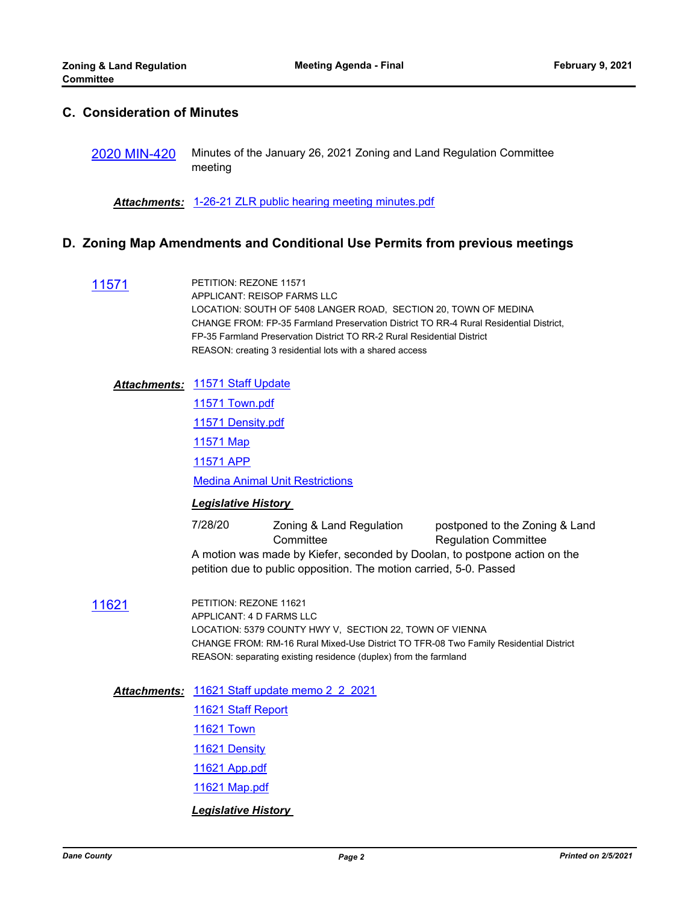## C. Consideration of Minutes

**2020 MIN-420** Minutes of the January 26, 2021 Zoning and Land Regulation Committee meeting

***Attachments:*** 1-26-21 ZLR public hearing meeting minutes.pdf

## D. Zoning Map Amendments and Conditional Use Permits from previous meetings

**11571** PETITION: REZONE 11571
APPLICANT: REISOP FARMS LLC
LOCATION: SOUTH OF 5408 LANGER ROAD, SECTION 20, TOWN OF MEDINA
CHANGE FROM: FP-35 Farmland Preservation District TO RR-4 Rural Residential District, FP-35 Farmland Preservation District TO RR-2 Rural Residential District
REASON: creating 3 residential lots with a shared access

***Attachments:*** 11571 Staff Update
11571 Town.pdf
11571 Density.pdf
11571 Map
11571 APP
Medina Animal Unit Restrictions

***Legislative History***

7/28/20 Zoning & Land Regulation Committee — postponed to the Zoning & Land Regulation Committee

A motion was made by Kiefer, seconded by Doolan, to postpone action on the petition due to public opposition. The motion carried, 5-0. Passed

**11621** PETITION: REZONE 11621
APPLICANT: 4 D FARMS LLC
LOCATION: 5379 COUNTY HWY V, SECTION 22, TOWN OF VIENNA
CHANGE FROM: RM-16 Rural Mixed-Use District TO TFR-08 Two Family Residential District
REASON: separating existing residence (duplex) from the farmland

***Attachments:*** 11621 Staff update memo 2_2_2021
11621 Staff Report
11621 Town
11621 Density
11621 App.pdf
11621 Map.pdf

***Legislative History***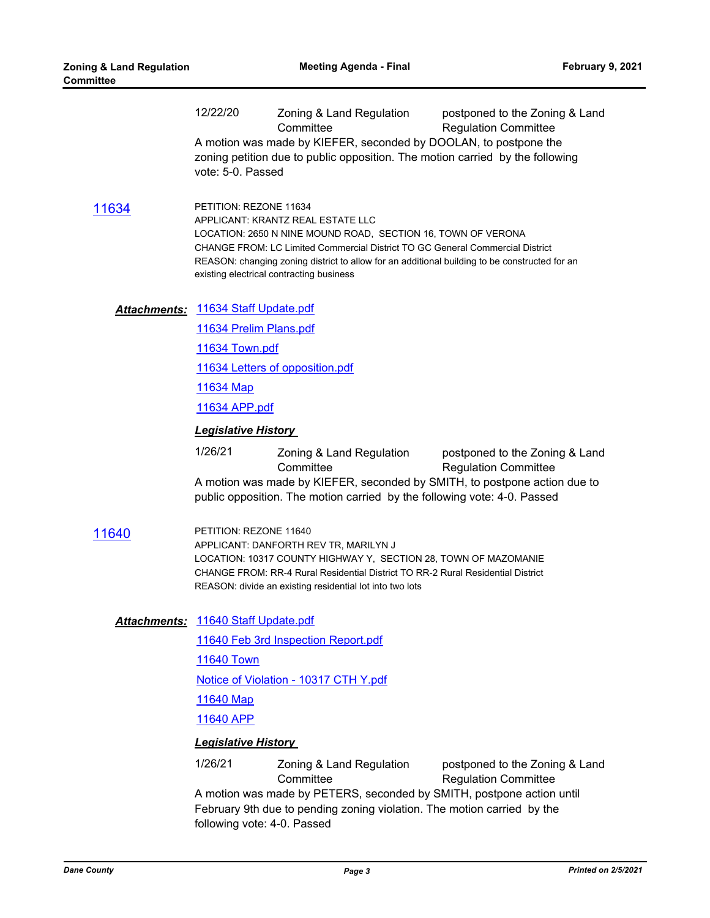12/22/20 Zoning & Land Regulation Committee — postponed to the Zoning & Land Regulation Committee

A motion was made by KIEFER, seconded by DOOLAN, to postpone the zoning petition due to public opposition. The motion carried by the following vote: 5-0. Passed

[11634](#)

PETITION: REZONE 11634
APPLICANT: KRANTZ REAL ESTATE LLC
LOCATION: 2650 N NINE MOUND ROAD, SECTION 16, TOWN OF VERONA
CHANGE FROM: LC Limited Commercial District TO GC General Commercial District
REASON: changing zoning district to allow for an additional building to be constructed for an existing electrical contracting business

***Attachments:*** [11634 Staff Update.pdf](#)
[11634 Prelim Plans.pdf](#)
[11634 Town.pdf](#)
[11634 Letters of opposition.pdf](#)
[11634 Map](#)
[11634 APP.pdf](#)

***Legislative History***

1/26/21 Zoning & Land Regulation Committee — postponed to the Zoning & Land Regulation Committee

A motion was made by KIEFER, seconded by SMITH, to postpone action due to public opposition. The motion carried by the following vote: 4-0. Passed

[11640](#)

PETITION: REZONE 11640
APPLICANT: DANFORTH REV TR, MARILYN J
LOCATION: 10317 COUNTY HIGHWAY Y, SECTION 28, TOWN OF MAZOMANIE
CHANGE FROM: RR-4 Rural Residential District TO RR-2 Rural Residential District
REASON: divide an existing residential lot into two lots

***Attachments:*** [11640 Staff Update.pdf](#)
[11640 Feb 3rd Inspection Report.pdf](#)
[11640 Town](#)
[Notice of Violation - 10317 CTH Y.pdf](#)
[11640 Map](#)
[11640 APP](#)

***Legislative History***

1/26/21 Zoning & Land Regulation Committee — postponed to the Zoning & Land Regulation Committee

A motion was made by PETERS, seconded by SMITH, postpone action until February 9th due to pending zoning violation. The motion carried by the following vote: 4-0. Passed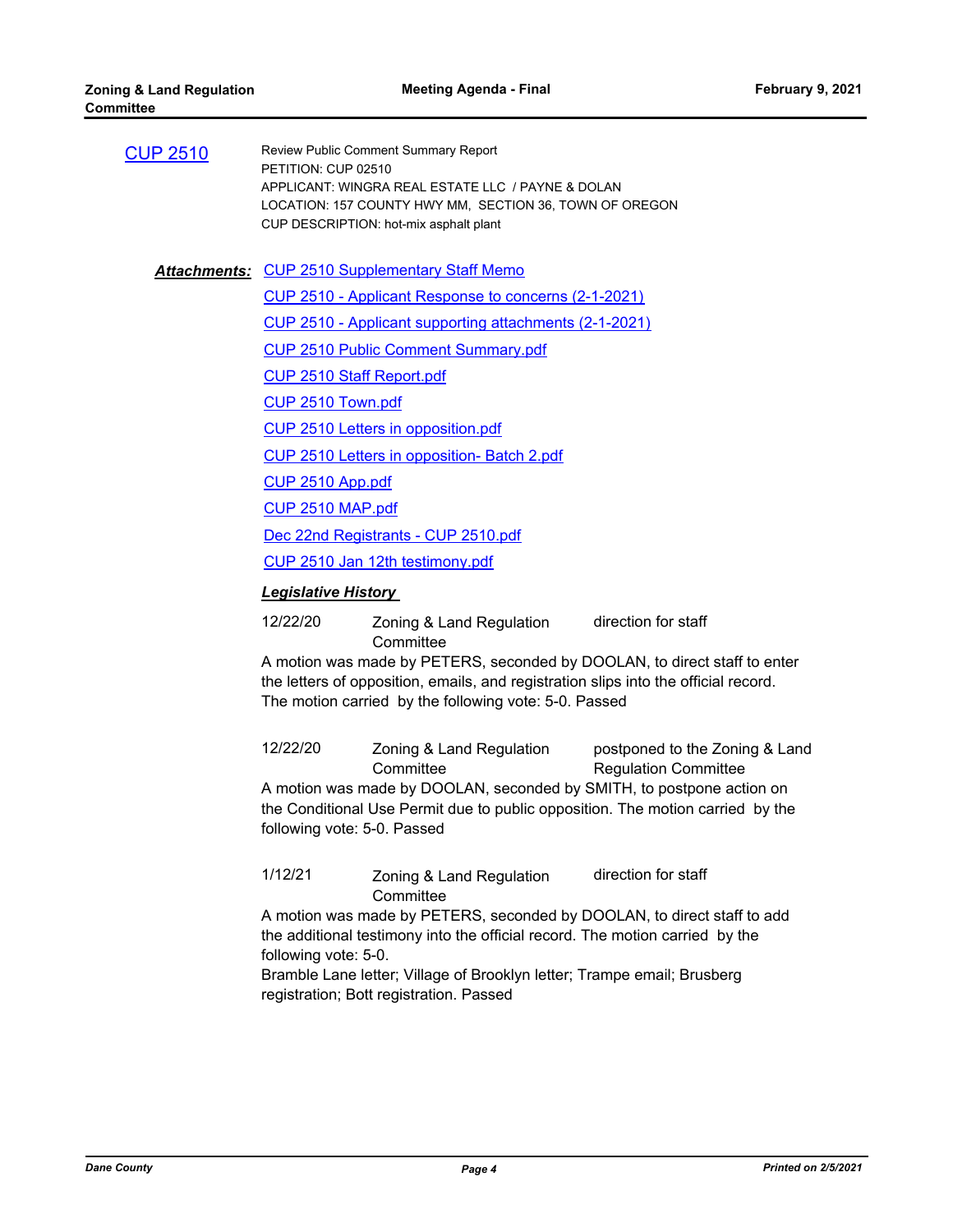CUP 2510

Review Public Comment Summary Report
PETITION: CUP 02510
APPLICANT: WINGRA REAL ESTATE LLC / PAYNE & DOLAN
LOCATION: 157 COUNTY HWY MM, SECTION 36, TOWN OF OREGON
CUP DESCRIPTION: hot-mix asphalt plant

***Attachments:*** CUP 2510 Supplementary Staff Memo
CUP 2510 - Applicant Response to concerns (2-1-2021)
CUP 2510 - Applicant supporting attachments (2-1-2021)
CUP 2510 Public Comment Summary.pdf
CUP 2510 Staff Report.pdf
CUP 2510 Town.pdf
CUP 2510 Letters in opposition.pdf
CUP 2510 Letters in opposition- Batch 2.pdf
CUP 2510 App.pdf
CUP 2510 MAP.pdf
Dec 22nd Registrants - CUP 2510.pdf
CUP 2510 Jan 12th testimony.pdf

***Legislative History***

12/22/20 Zoning & Land Regulation Committee — direction for staff

A motion was made by PETERS, seconded by DOOLAN, to direct staff to enter the letters of opposition, emails, and registration slips into the official record. The motion carried by the following vote: 5-0. Passed

12/22/20 Zoning & Land Regulation Committee — postponed to the Zoning & Land Regulation Committee

A motion was made by DOOLAN, seconded by SMITH, to postpone action on the Conditional Use Permit due to public opposition. The motion carried by the following vote: 5-0. Passed

1/12/21 Zoning & Land Regulation Committee — direction for staff

A motion was made by PETERS, seconded by DOOLAN, to direct staff to add the additional testimony into the official record. The motion carried by the following vote: 5-0.
Bramble Lane letter; Village of Brooklyn letter; Trampe email; Brusberg registration; Bott registration. Passed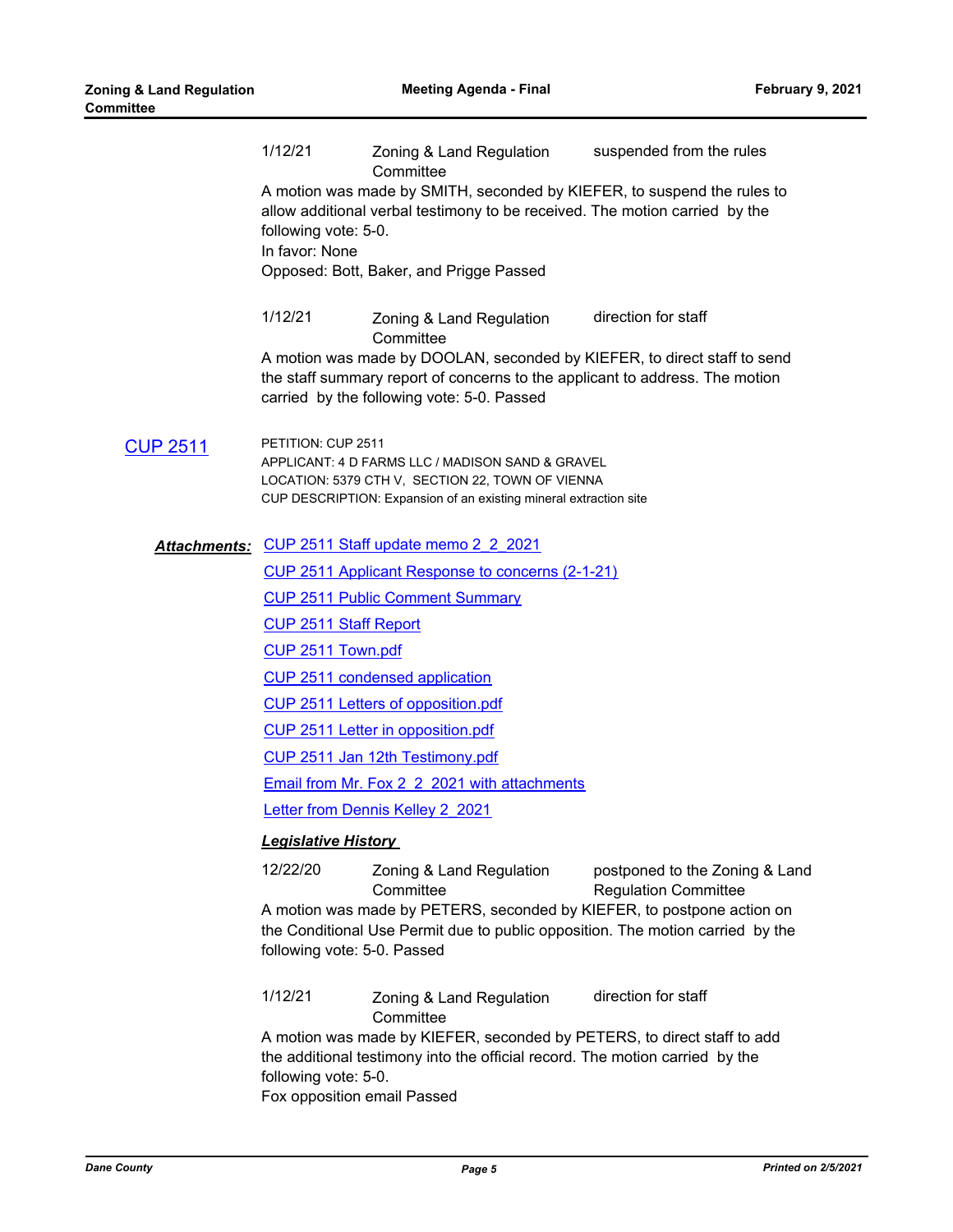1/12/21 Zoning & Land Regulation Committee suspended from the rules

A motion was made by SMITH, seconded by KIEFER, to suspend the rules to allow additional verbal testimony to be received. The motion carried by the following vote: 5-0.
In favor: None
Opposed: Bott, Baker, and Prigge Passed

1/12/21 Zoning & Land Regulation Committee direction for staff

A motion was made by DOOLAN, seconded by KIEFER, to direct staff to send the staff summary report of concerns to the applicant to address. The motion carried by the following vote: 5-0. Passed

[CUP 2511](#)

PETITION: CUP 2511
APPLICANT: 4 D FARMS LLC / MADISON SAND & GRAVEL
LOCATION: 5379 CTH V, SECTION 22, TOWN OF VIENNA
CUP DESCRIPTION: Expansion of an existing mineral extraction site

***Attachments:***
- CUP 2511 Staff update memo 2_2_2021
- CUP 2511 Applicant Response to concerns (2-1-21)
- CUP 2511 Public Comment Summary
- CUP 2511 Staff Report
- CUP 2511 Town.pdf
- CUP 2511 condensed application
- CUP 2511 Letters of opposition.pdf
- CUP 2511 Letter in opposition.pdf
- CUP 2511 Jan 12th Testimony.pdf
- Email from Mr. Fox 2_2_2021 with attachments
- Letter from Dennis Kelley 2_2021

***Legislative History***

12/22/20 Zoning & Land Regulation Committee postponed to the Zoning & Land Regulation Committee

A motion was made by PETERS, seconded by KIEFER, to postpone action on the Conditional Use Permit due to public opposition. The motion carried by the following vote: 5-0. Passed

1/12/21 Zoning & Land Regulation Committee direction for staff

A motion was made by KIEFER, seconded by PETERS, to direct staff to add the additional testimony into the official record. The motion carried by the following vote: 5-0.
Fox opposition email Passed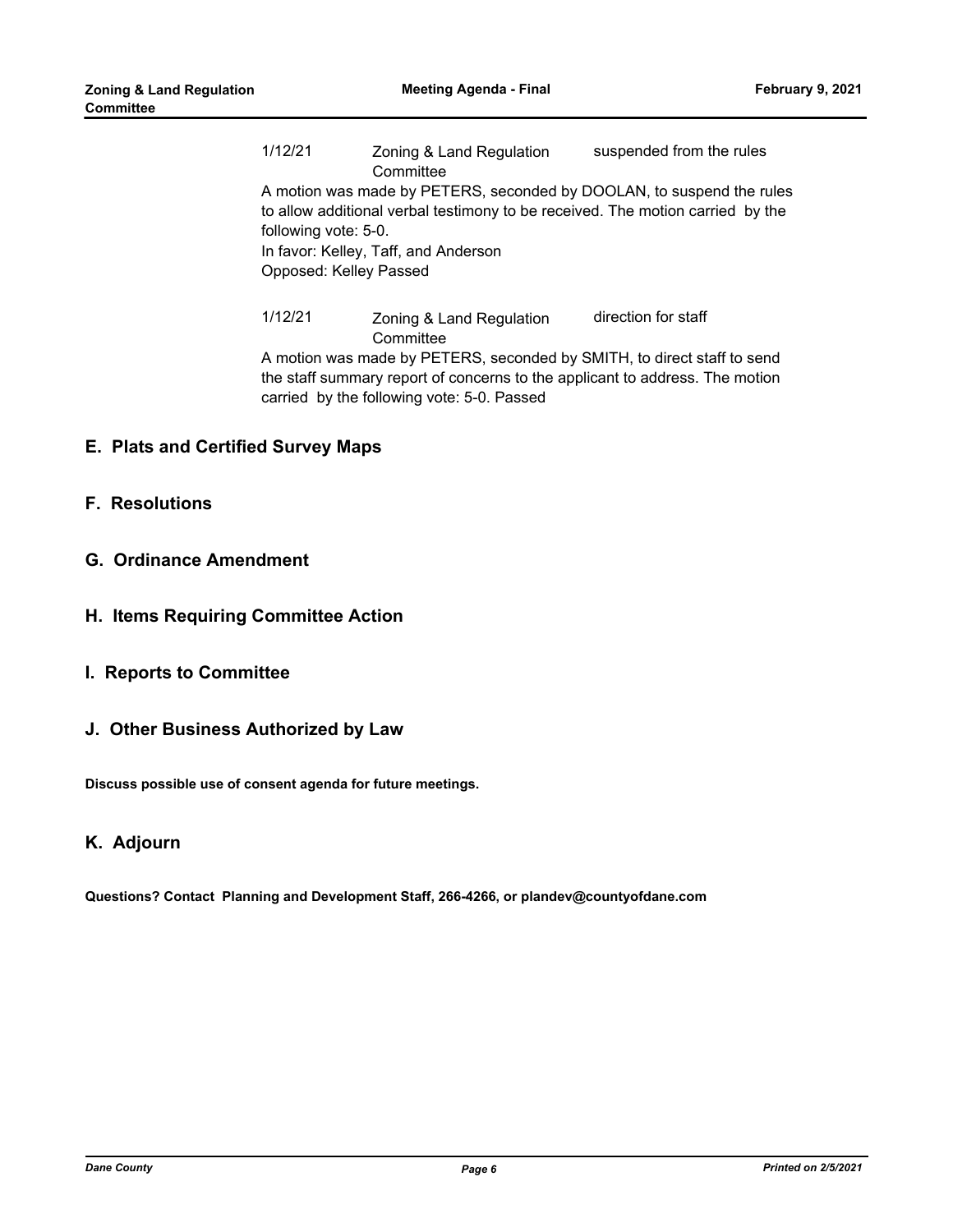1/12/21 Zoning & Land Regulation Committee suspended from the rules

A motion was made by PETERS, seconded by DOOLAN, to suspend the rules to allow additional verbal testimony to be received. The motion carried by the following vote: 5-0.
In favor: Kelley, Taff, and Anderson
Opposed: Kelley Passed

1/12/21 Zoning & Land Regulation Committee direction for staff

A motion was made by PETERS, seconded by SMITH, to direct staff to send the staff summary report of concerns to the applicant to address. The motion carried by the following vote: 5-0. Passed

## E. Plats and Certified Survey Maps

## F. Resolutions

## G. Ordinance Amendment

## H. Items Requiring Committee Action

## I. Reports to Committee

## J. Other Business Authorized by Law

**Discuss possible use of consent agenda for future meetings.**

## K. Adjourn

**Questions? Contact Planning and Development Staff, 266-4266, or plandev@countyofdane.com**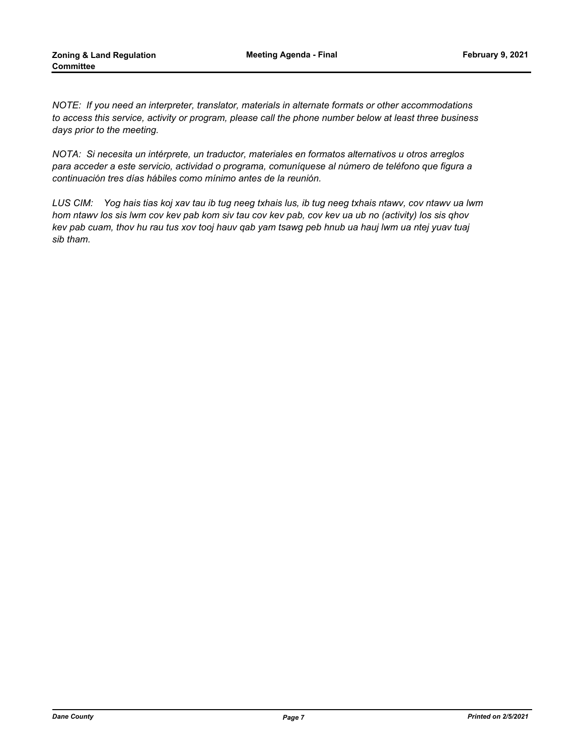*NOTE: If you need an interpreter, translator, materials in alternate formats or other accommodations to access this service, activity or program, please call the phone number below at least three business days prior to the meeting.*

*NOTA: Si necesita un intérprete, un traductor, materiales en formatos alternativos u otros arreglos para acceder a este servicio, actividad o programa, comuníquese al número de teléfono que figura a continuación tres días hábiles como mínimo antes de la reunión.*

*LUS CIM: Yog hais tias koj xav tau ib tug neeg txhais lus, ib tug neeg txhais ntawv, cov ntawv ua lwm hom ntawv los sis lwm cov kev pab kom siv tau cov kev pab, cov kev ua ub no (activity) los sis qhov kev pab cuam, thov hu rau tus xov tooj hauv qab yam tsawg peb hnub ua hauj lwm ua ntej yuav tuaj sib tham.*